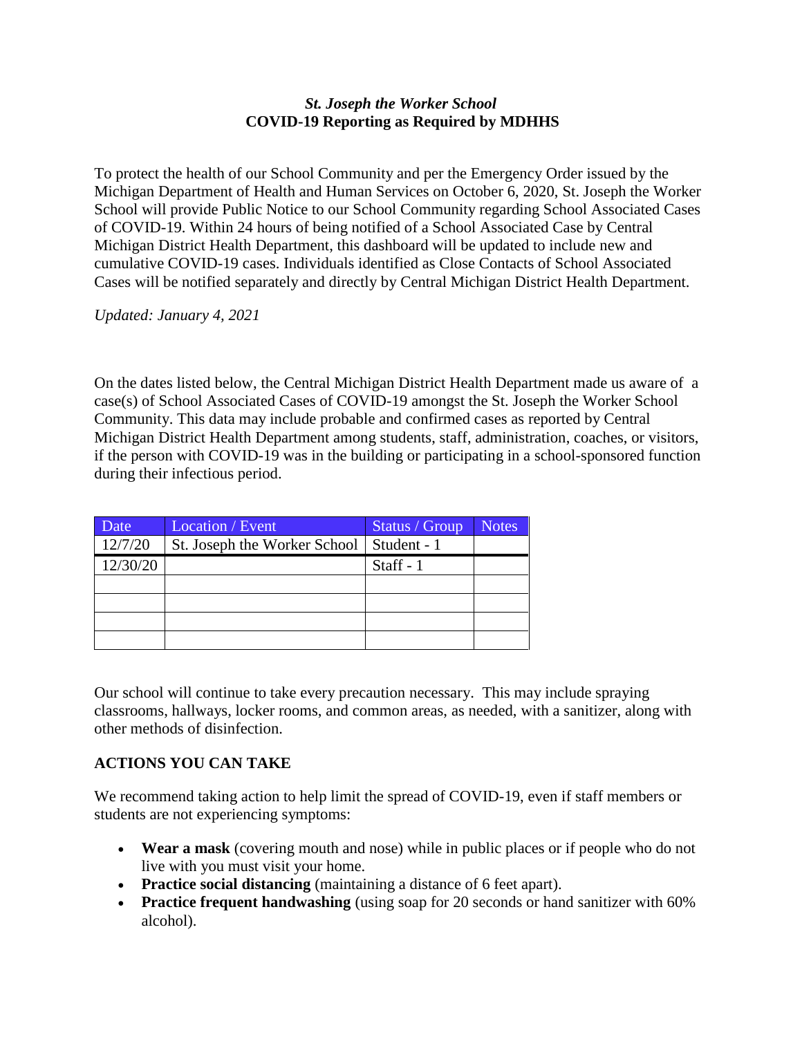***St. Joseph the Worker School***
**COVID-19 Reporting as Required by MDHHS**

To protect the health of our School Community and per the Emergency Order issued by the Michigan Department of Health and Human Services on October 6, 2020, St. Joseph the Worker School will provide Public Notice to our School Community regarding School Associated Cases of COVID-19. Within 24 hours of being notified of a School Associated Case by Central Michigan District Health Department, this dashboard will be updated to include new and cumulative COVID-19 cases. Individuals identified as Close Contacts of School Associated Cases will be notified separately and directly by Central Michigan District Health Department.

*Updated: January 4, 2021*

On the dates listed below, the Central Michigan District Health Department made us aware of a case(s) of School Associated Cases of COVID-19 amongst the St. Joseph the Worker School Community. This data may include probable and confirmed cases as reported by Central Michigan District Health Department among students, staff, administration, coaches, or visitors, if the person with COVID-19 was in the building or participating in a school-sponsored function during their infectious period.

| Date | Location / Event | Status / Group | Notes |
|---|---|---|---|
| 12/7/20 | St. Joseph the Worker School | Student - 1 | |
| 12/30/20 | | Staff - 1 | |
| | | | |
| | | | |
| | | | |
| | | | |

Our school will continue to take every precaution necessary. This may include spraying classrooms, hallways, locker rooms, and common areas, as needed, with a sanitizer, along with other methods of disinfection.

**ACTIONS YOU CAN TAKE**

We recommend taking action to help limit the spread of COVID-19, even if staff members or students are not experiencing symptoms:

- **Wear a mask** (covering mouth and nose) while in public places or if people who do not live with you must visit your home.
- **Practice social distancing** (maintaining a distance of 6 feet apart).
- **Practice frequent handwashing** (using soap for 20 seconds or hand sanitizer with 60% alcohol).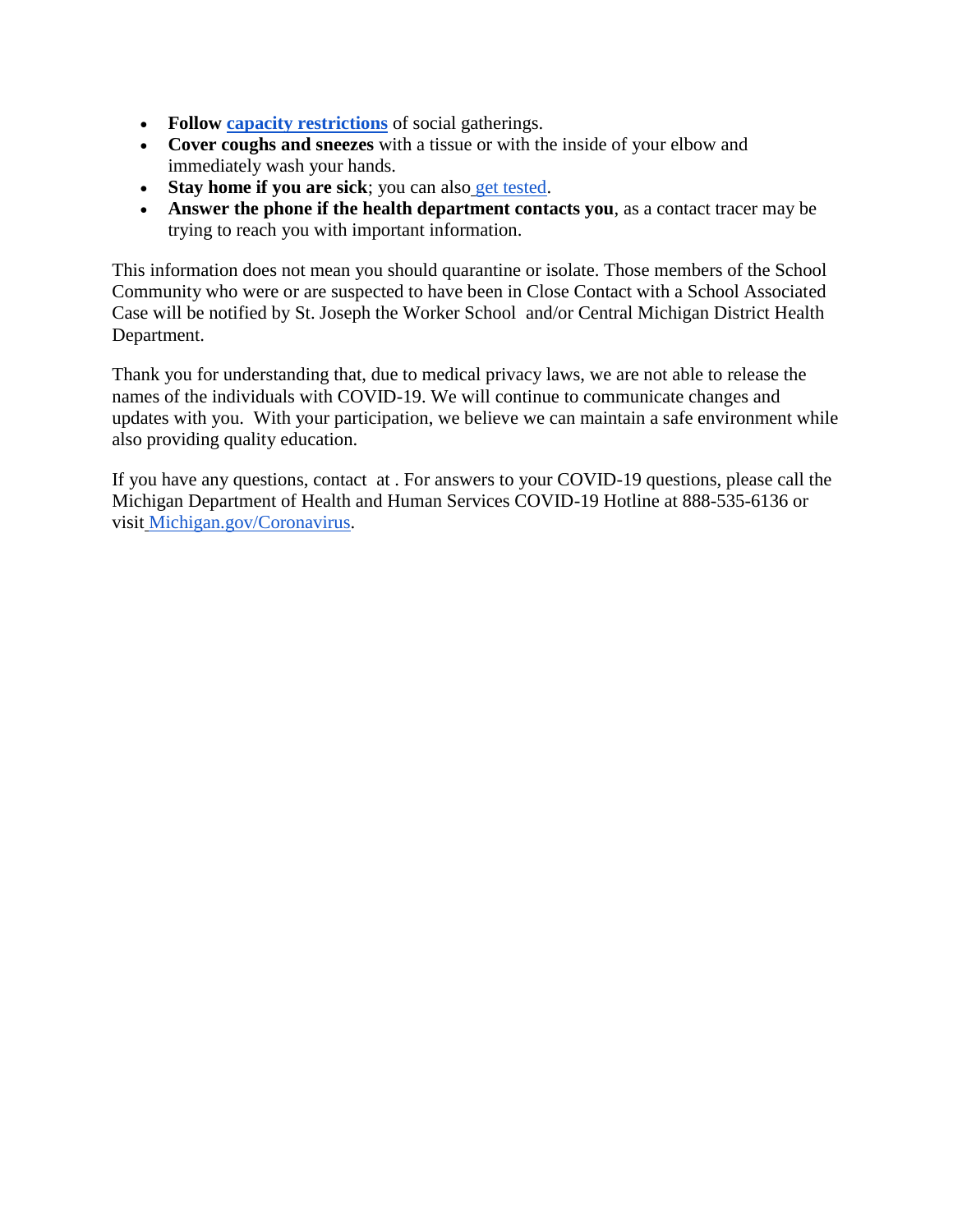- **Follow capacity restrictions** of social gatherings.
- **Cover coughs and sneezes** with a tissue or with the inside of your elbow and immediately wash your hands.
- **Stay home if you are sick**; you can also get tested.
- **Answer the phone if the health department contacts you**, as a contact tracer may be trying to reach you with important information.

This information does not mean you should quarantine or isolate. Those members of the School Community who were or are suspected to have been in Close Contact with a School Associated Case will be notified by St. Joseph the Worker School and/or Central Michigan District Health Department.

Thank you for understanding that, due to medical privacy laws, we are not able to release the names of the individuals with COVID-19. We will continue to communicate changes and updates with you. With your participation, we believe we can maintain a safe environment while also providing quality education.

If you have any questions, contact at . For answers to your COVID-19 questions, please call the Michigan Department of Health and Human Services COVID-19 Hotline at 888-535-6136 or visit Michigan.gov/Coronavirus.